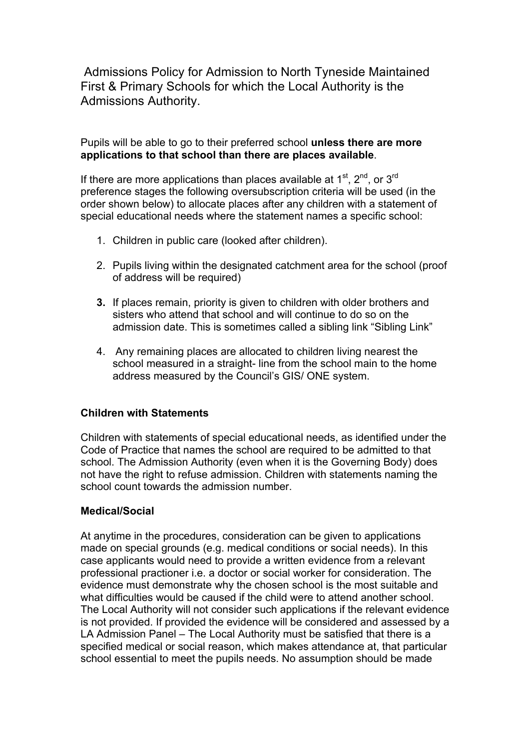Admissions Policy for Admission to North Tyneside Maintained First & Primary Schools for which the Local Authority is the Admissions Authority.

Pupils will be able to go to their preferred school **unless there are more applications to that school than there are places available**.

If there are more applications than places available at 1st, 2nd, or 3rd preference stages the following oversubscription criteria will be used (in the order shown below) to allocate places after any children with a statement of special educational needs where the statement names a specific school:

1. Children in public care (looked after children).
2. Pupils living within the designated catchment area for the school (proof of address will be required)
3. If places remain, priority is given to children with older brothers and sisters who attend that school and will continue to do so on the admission date. This is sometimes called a sibling link "Sibling Link"
4. Any remaining places are allocated to children living nearest the school measured in a straight- line from the school main to the home address measured by the Council's GIS/ ONE system.

**Children with Statements**

Children with statements of special educational needs, as identified under the Code of Practice that names the school are required to be admitted to that school. The Admission Authority (even when it is the Governing Body) does not have the right to refuse admission. Children with statements naming the school count towards the admission number.

**Medical/Social**

At anytime in the procedures, consideration can be given to applications made on special grounds (e.g. medical conditions or social needs). In this case applicants would need to provide a written evidence from a relevant professional practioner i.e. a doctor or social worker for consideration. The evidence must demonstrate why the chosen school is the most suitable and what difficulties would be caused if the child were to attend another school. The Local Authority will not consider such applications if the relevant evidence is not provided. If provided the evidence will be considered and assessed by a LA Admission Panel – The Local Authority must be satisfied that there is a specified medical or social reason, which makes attendance at, that particular school essential to meet the pupils needs. No assumption should be made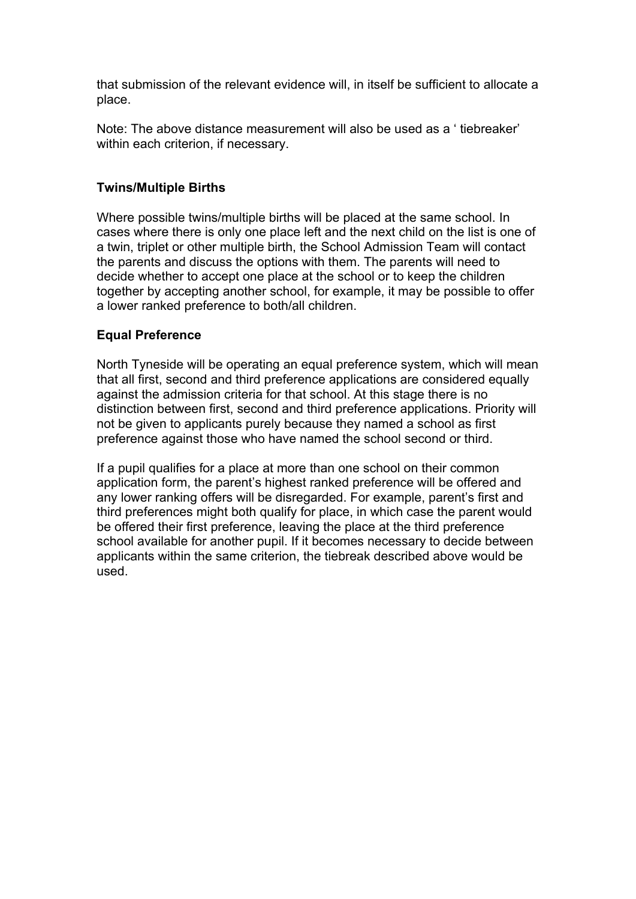that submission of the relevant evidence will, in itself be sufficient to allocate a place.

Note: The above distance measurement will also be used as a ' tiebreaker' within each criterion, if necessary.

### Twins/Multiple Births

Where possible twins/multiple births will be placed at the same school. In cases where there is only one place left and the next child on the list is one of a twin, triplet or other multiple birth, the School Admission Team will contact the parents and discuss the options with them. The parents will need to decide whether to accept one place at the school or to keep the children together by accepting another school, for example, it may be possible to offer a lower ranked preference to both/all children.

### Equal Preference

North Tyneside will be operating an equal preference system, which will mean that all first, second and third preference applications are considered equally against the admission criteria for that school. At this stage there is no distinction between first, second and third preference applications. Priority will not be given to applicants purely because they named a school as first preference against those who have named the school second or third.

If a pupil qualifies for a place at more than one school on their common application form, the parent's highest ranked preference will be offered and any lower ranking offers will be disregarded. For example, parent's first and third preferences might both qualify for place, in which case the parent would be offered their first preference, leaving the place at the third preference school available for another pupil. If it becomes necessary to decide between applicants within the same criterion, the tiebreak described above would be used.